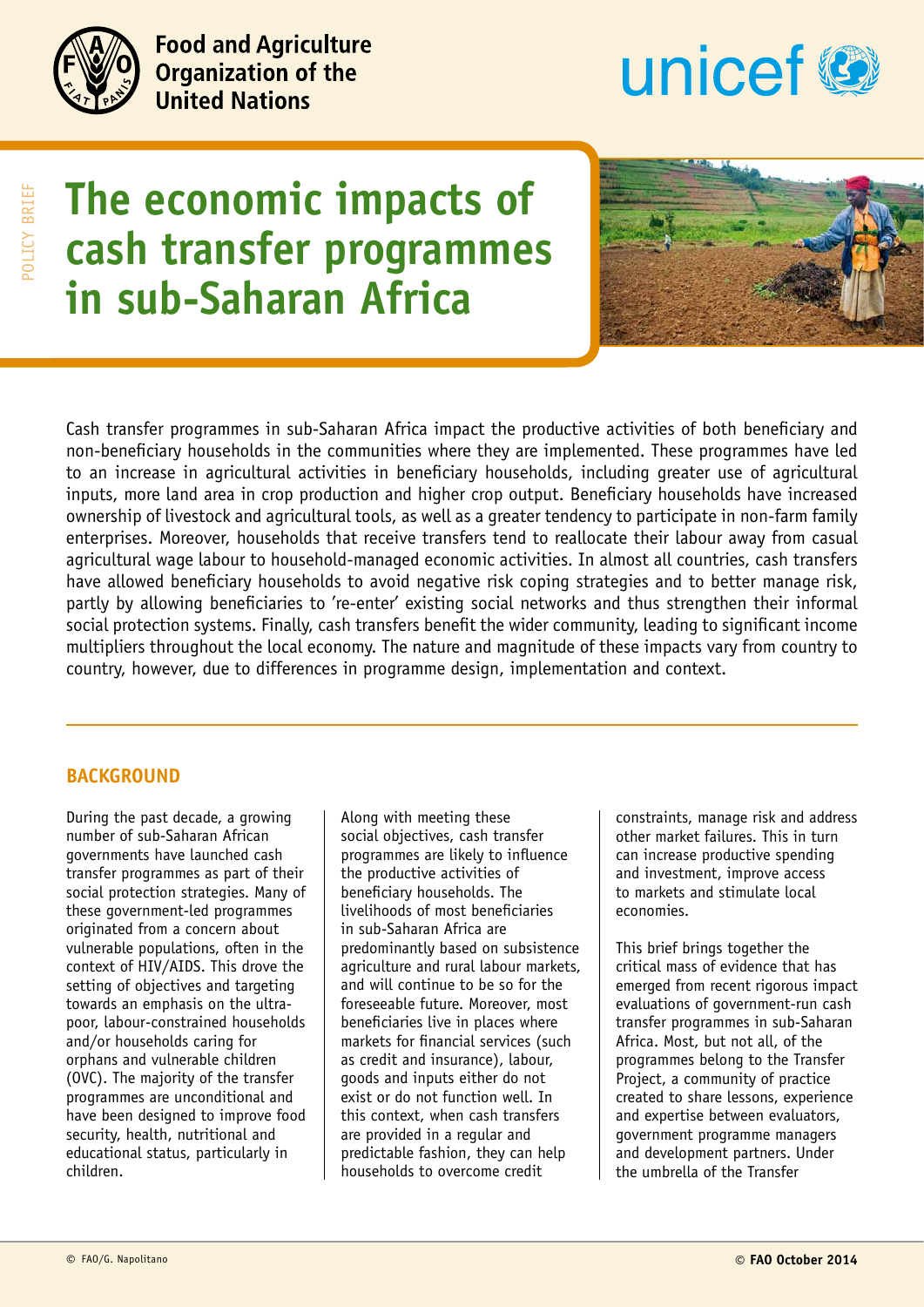Food and Agriculture Organization of the United Nations

unicef

POLICY BRIEF

# The economic impacts of cash transfer programmes in sub-Saharan Africa

Cash transfer programmes in sub-Saharan Africa impact the productive activities of both beneficiary and non-beneficiary households in the communities where they are implemented. These programmes have led to an increase in agricultural activities in beneficiary households, including greater use of agricultural inputs, more land area in crop production and higher crop output. Beneficiary households have increased ownership of livestock and agricultural tools, as well as a greater tendency to participate in non-farm family enterprises. Moreover, households that receive transfers tend to reallocate their labour away from casual agricultural wage labour to household-managed economic activities. In almost all countries, cash transfers have allowed beneficiary households to avoid negative risk coping strategies and to better manage risk, partly by allowing beneficiaries to 're-enter' existing social networks and thus strengthen their informal social protection systems. Finally, cash transfers benefit the wider community, leading to significant income multipliers throughout the local economy. The nature and magnitude of these impacts vary from country to country, however, due to differences in programme design, implementation and context.

## BACKGROUND

During the past decade, a growing number of sub-Saharan African governments have launched cash transfer programmes as part of their social protection strategies. Many of these government-led programmes originated from a concern about vulnerable populations, often in the context of HIV/AIDS. This drove the setting of objectives and targeting towards an emphasis on the ultra-poor, labour-constrained households and/or households caring for orphans and vulnerable children (OVC). The majority of the transfer programmes are unconditional and have been designed to improve food security, health, nutritional and educational status, particularly in children.

Along with meeting these social objectives, cash transfer programmes are likely to influence the productive activities of beneficiary households. The livelihoods of most beneficiaries in sub-Saharan Africa are predominantly based on subsistence agriculture and rural labour markets, and will continue to be so for the foreseeable future. Moreover, most beneficiaries live in places where markets for financial services (such as credit and insurance), labour, goods and inputs either do not exist or do not function well. In this context, when cash transfers are provided in a regular and predictable fashion, they can help households to overcome credit constraints, manage risk and address other market failures. This in turn can increase productive spending and investment, improve access to markets and stimulate local economies.

This brief brings together the critical mass of evidence that has emerged from recent rigorous impact evaluations of government-run cash transfer programmes in sub-Saharan Africa. Most, but not all, of the programmes belong to the Transfer Project, a community of practice created to share lessons, experience and expertise between evaluators, government programme managers and development partners. Under the umbrella of the Transfer

© FAO/G. Napolitano

© FAO October 2014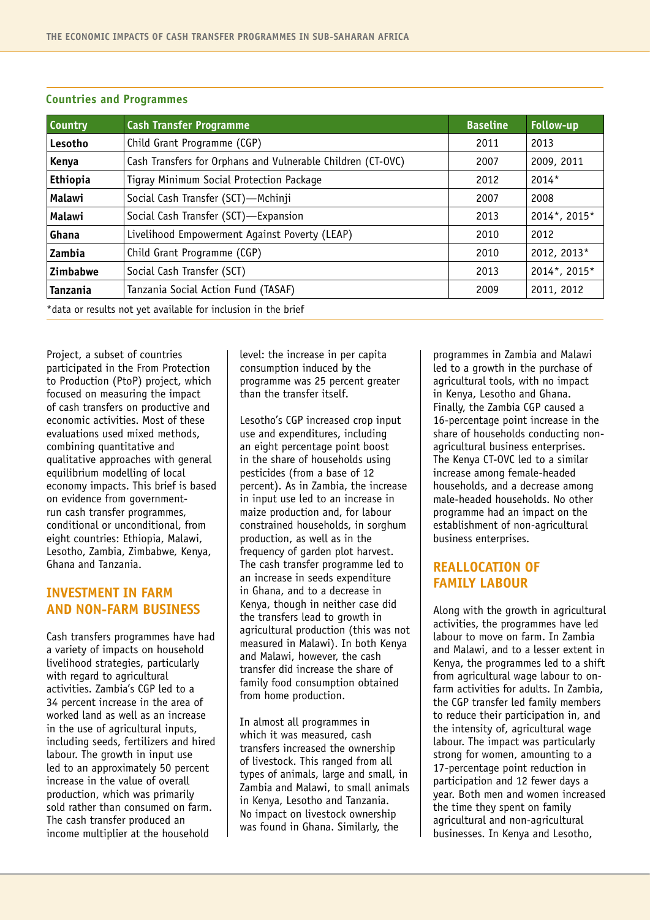### Countries and Programmes

| Country | Cash Transfer Programme | Baseline | Follow-up |
|---|---|---|---|
| **Lesotho** | Child Grant Programme (CGP) | 2011 | 2013 |
| **Kenya** | Cash Transfers for Orphans and Vulnerable Children (CT-OVC) | 2007 | 2009, 2011 |
| **Ethiopia** | Tigray Minimum Social Protection Package | 2012 | 2014* |
| **Malawi** | Social Cash Transfer (SCT)—Mchinji | 2007 | 2008 |
| **Malawi** | Social Cash Transfer (SCT)—Expansion | 2013 | 2014*, 2015* |
| **Ghana** | Livelihood Empowerment Against Poverty (LEAP) | 2010 | 2012 |
| **Zambia** | Child Grant Programme (CGP) | 2010 | 2012, 2013* |
| **Zimbabwe** | Social Cash Transfer (SCT) | 2013 | 2014*, 2015* |
| **Tanzania** | Tanzania Social Action Fund (TASAF) | 2009 | 2011, 2012 |

*data or results not yet available for inclusion in the brief

Project, a subset of countries participated in the From Protection to Production (PtoP) project, which focused on measuring the impact of cash transfers on productive and economic activities. Most of these evaluations used mixed methods, combining quantitative and qualitative approaches with general equilibrium modelling of local economy impacts. This brief is based on evidence from government-run cash transfer programmes, conditional or unconditional, from eight countries: Ethiopia, Malawi, Lesotho, Zambia, Zimbabwe, Kenya, Ghana and Tanzania.

## INVESTMENT IN FARM AND NON-FARM BUSINESS

Cash transfers programmes have had a variety of impacts on household livelihood strategies, particularly with regard to agricultural activities. Zambia's CGP led to a 34 percent increase in the area of worked land as well as an increase in the use of agricultural inputs, including seeds, fertilizers and hired labour. The growth in input use led to an approximately 50 percent increase in the value of overall production, which was primarily sold rather than consumed on farm. The cash transfer produced an income multiplier at the household level: the increase in per capita consumption induced by the programme was 25 percent greater than the transfer itself.

Lesotho's CGP increased crop input use and expenditures, including an eight percentage point boost in the share of households using pesticides (from a base of 12 percent). As in Zambia, the increase in input use led to an increase in maize production and, for labour constrained households, in sorghum production, as well as in the frequency of garden plot harvest. The cash transfer programme led to an increase in seeds expenditure in Ghana, and to a decrease in Kenya, though in neither case did the transfers lead to growth in agricultural production (this was not measured in Malawi). In both Kenya and Malawi, however, the cash transfer did increase the share of family food consumption obtained from home production.

In almost all programmes in which it was measured, cash transfers increased the ownership of livestock. This ranged from all types of animals, large and small, in Zambia and Malawi, to small animals in Kenya, Lesotho and Tanzania. No impact on livestock ownership was found in Ghana. Similarly, the programmes in Zambia and Malawi led to a growth in the purchase of agricultural tools, with no impact in Kenya, Lesotho and Ghana. Finally, the Zambia CGP caused a 16-percentage point increase in the share of households conducting non-agricultural business enterprises. The Kenya CT-OVC led to a similar increase among female-headed households, and a decrease among male-headed households. No other programme had an impact on the establishment of non-agricultural business enterprises.

## REALLOCATION OF FAMILY LABOUR

Along with the growth in agricultural activities, the programmes have led labour to move on farm. In Zambia and Malawi, and to a lesser extent in Kenya, the programmes led to a shift from agricultural wage labour to on-farm activities for adults. In Zambia, the CGP transfer led family members to reduce their participation in, and the intensity of, agricultural wage labour. The impact was particularly strong for women, amounting to a 17-percentage point reduction in participation and 12 fewer days a year. Both men and women increased the time they spent on family agricultural and non-agricultural businesses. In Kenya and Lesotho,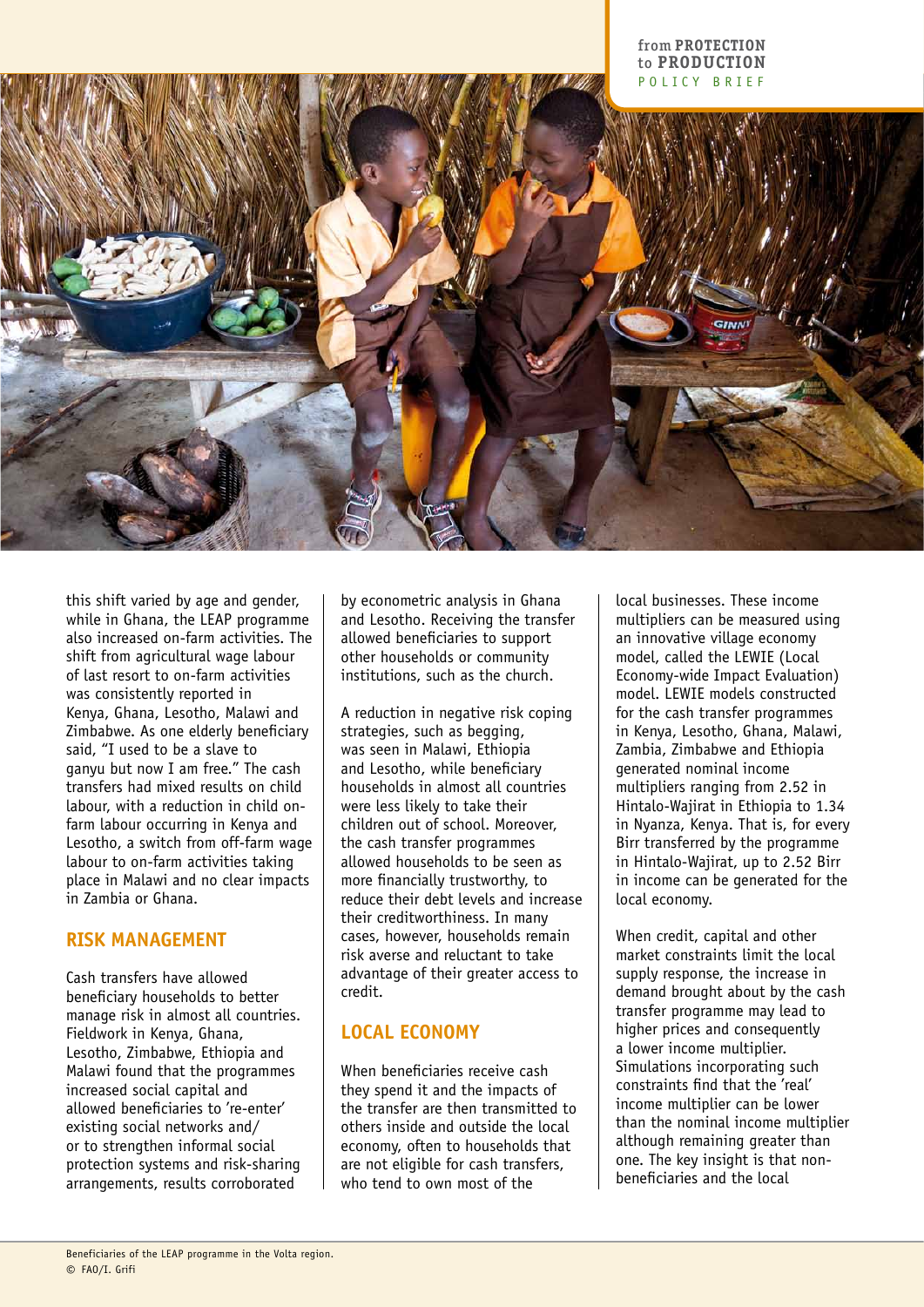this shift varied by age and gender, while in Ghana, the LEAP programme also increased on-farm activities. The shift from agricultural wage labour of last resort to on-farm activities was consistently reported in Kenya, Ghana, Lesotho, Malawi and Zimbabwe. As one elderly beneficiary said, "I used to be a slave to ganyu but now I am free." The cash transfers had mixed results on child labour, with a reduction in child on-farm labour occurring in Kenya and Lesotho, a switch from off-farm wage labour to on-farm activities taking place in Malawi and no clear impacts in Zambia or Ghana.

## RISK MANAGEMENT

Cash transfers have allowed beneficiary households to better manage risk in almost all countries. Fieldwork in Kenya, Ghana, Lesotho, Zimbabwe, Ethiopia and Malawi found that the programmes increased social capital and allowed beneficiaries to 're-enter' existing social networks and/or to strengthen informal social protection systems and risk-sharing arrangements, results corroborated by econometric analysis in Ghana and Lesotho. Receiving the transfer allowed beneficiaries to support other households or community institutions, such as the church.

A reduction in negative risk coping strategies, such as begging, was seen in Malawi, Ethiopia and Lesotho, while beneficiary households in almost all countries were less likely to take their children out of school. Moreover, the cash transfer programmes allowed households to be seen as more financially trustworthy, to reduce their debt levels and increase their creditworthiness. In many cases, however, households remain risk averse and reluctant to take advantage of their greater access to credit.

## LOCAL ECONOMY

When beneficiaries receive cash they spend it and the impacts of the transfer are then transmitted to others inside and outside the local economy, often to households that are not eligible for cash transfers, who tend to own most of the local businesses. These income multipliers can be measured using an innovative village economy model, called the LEWIE (Local Economy-wide Impact Evaluation) model. LEWIE models constructed for the cash transfer programmes in Kenya, Lesotho, Ghana, Malawi, Zambia, Zimbabwe and Ethiopia generated nominal income multipliers ranging from 2.52 in Hintalo-Wajirat in Ethiopia to 1.34 in Nyanza, Kenya. That is, for every Birr transferred by the programme in Hintalo-Wajirat, up to 2.52 Birr in income can be generated for the local economy.

When credit, capital and other market constraints limit the local supply response, the increase in demand brought about by the cash transfer programme may lead to higher prices and consequently a lower income multiplier. Simulations incorporating such constraints find that the 'real' income multiplier can be lower than the nominal income multiplier although remaining greater than one. The key insight is that non-beneficiaries and the local

Beneficiaries of the LEAP programme in the Volta region.
© FAO/I. Grifi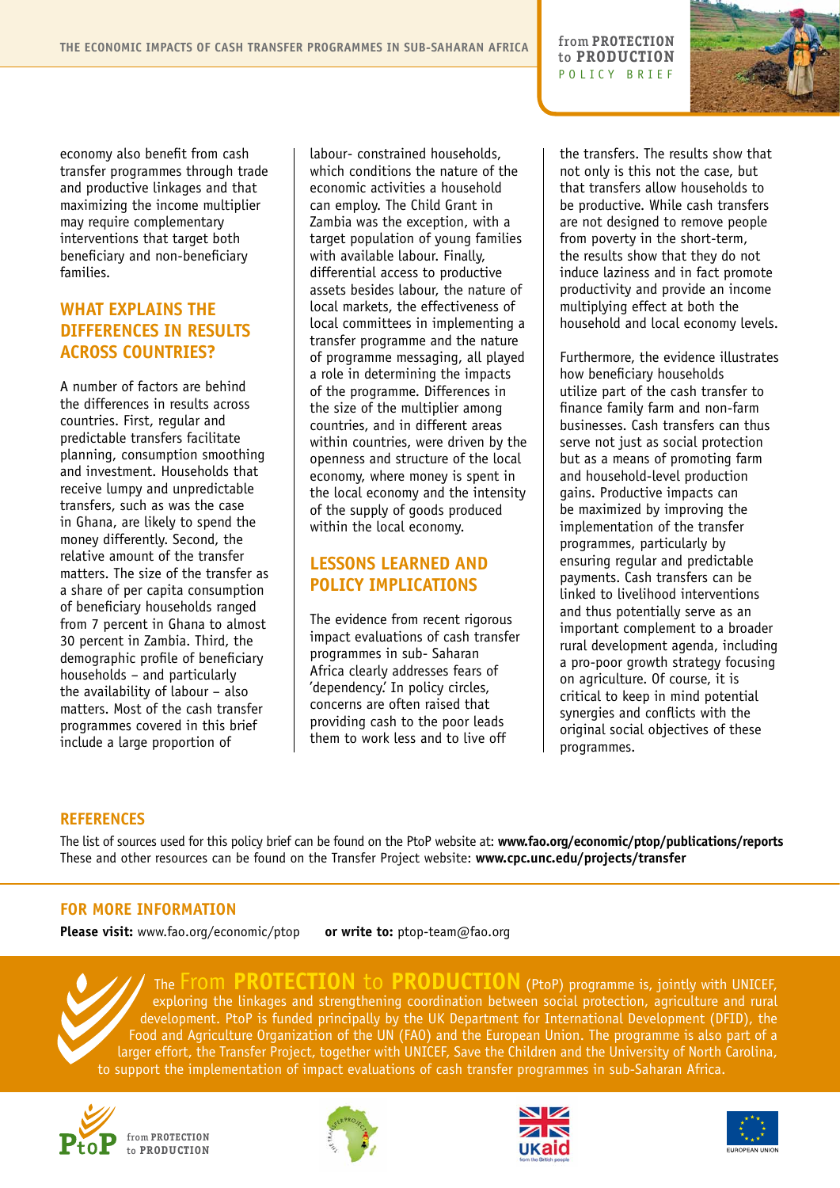economy also benefit from cash transfer programmes through trade and productive linkages and that maximizing the income multiplier may require complementary interventions that target both beneficiary and non-beneficiary families.

## WHAT EXPLAINS THE DIFFERENCES IN RESULTS ACROSS COUNTRIES?

A number of factors are behind the differences in results across countries. First, regular and predictable transfers facilitate planning, consumption smoothing and investment. Households that receive lumpy and unpredictable transfers, such as was the case in Ghana, are likely to spend the money differently. Second, the relative amount of the transfer matters. The size of the transfer as a share of per capita consumption of beneficiary households ranged from 7 percent in Ghana to almost 30 percent in Zambia. Third, the demographic profile of beneficiary households – and particularly the availability of labour – also matters. Most of the cash transfer programmes covered in this brief include a large proportion of labour- constrained households, which conditions the nature of the economic activities a household can employ. The Child Grant in Zambia was the exception, with a target population of young families with available labour. Finally, differential access to productive assets besides labour, the nature of local markets, the effectiveness of local committees in implementing a transfer programme and the nature of programme messaging, all played a role in determining the impacts of the programme. Differences in the size of the multiplier among countries, and in different areas within countries, were driven by the openness and structure of the local economy, where money is spent in the local economy and the intensity of the supply of goods produced within the local economy.

## LESSONS LEARNED AND POLICY IMPLICATIONS

The evidence from recent rigorous impact evaluations of cash transfer programmes in sub- Saharan Africa clearly addresses fears of 'dependency.' In policy circles, concerns are often raised that providing cash to the poor leads them to work less and to live off the transfers. The results show that not only is this not the case, but that transfers allow households to be productive. While cash transfers are not designed to remove people from poverty in the short-term, the results show that they do not induce laziness and in fact promote productivity and provide an income multiplying effect at both the household and local economy levels.

Furthermore, the evidence illustrates how beneficiary households utilize part of the cash transfer to finance family farm and non-farm businesses. Cash transfers can thus serve not just as social protection but as a means of promoting farm and household-level production gains. Productive impacts can be maximized by improving the implementation of the transfer programmes, particularly by ensuring regular and predictable payments. Cash transfers can be linked to livelihood interventions and thus potentially serve as an important complement to a broader rural development agenda, including a pro-poor growth strategy focusing on agriculture. Of course, it is critical to keep in mind potential synergies and conflicts with the original social objectives of these programmes.

## REFERENCES

The list of sources used for this policy brief can be found on the PtoP website at: **www.fao.org/economic/ptop/publications/reports**
These and other resources can be found on the Transfer Project website: **www.cpc.unc.edu/projects/transfer**

## FOR MORE INFORMATION

**Please visit:** www.fao.org/economic/ptop **or write to:** ptop-team@fao.org

The From **PROTECTION** to **PRODUCTION** (PtoP) programme is, jointly with UNICEF, exploring the linkages and strengthening coordination between social protection, agriculture and rural development. PtoP is funded principally by the UK Department for International Development (DFID), the Food and Agriculture Organization of the UN (FAO) and the European Union. The programme is also part of a larger effort, the Transfer Project, together with UNICEF, Save the Children and the University of North Carolina, to support the implementation of impact evaluations of cash transfer programmes in sub-Saharan Africa.